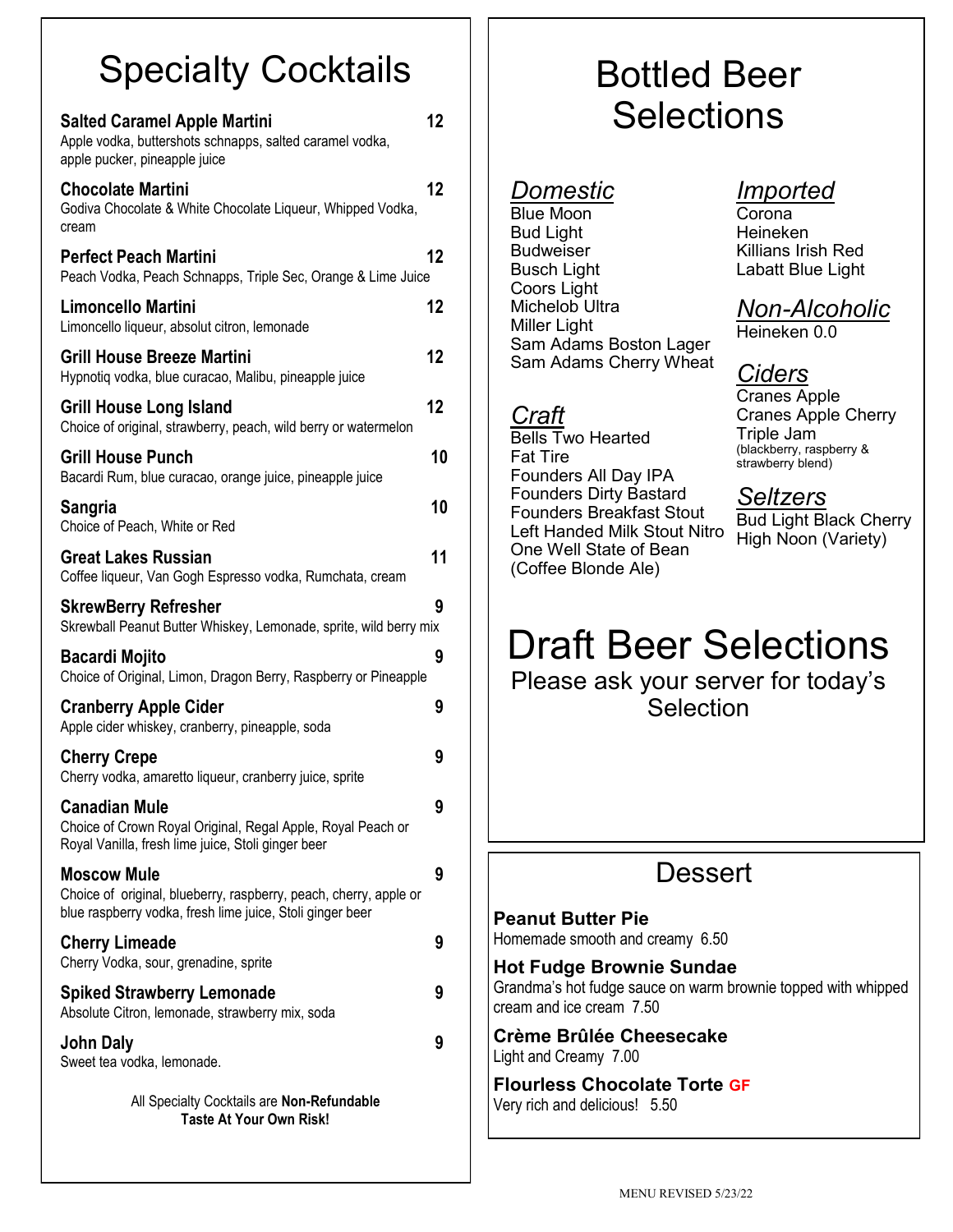# Specialty Cocktails

**Salted Caramel Apple Martini** 12
Apple vodka, buttershots schnapps, salted caramel vodka, apple pucker, pineapple juice

**Chocolate Martini** 12
Godiva Chocolate & White Chocolate Liqueur, Whipped Vodka, cream

**Perfect Peach Martini** 12
Peach Vodka, Peach Schnapps, Triple Sec, Orange & Lime Juice

**Limoncello Martini** 12
Limoncello liqueur, absolut citron, lemonade

**Grill House Breeze Martini** 12
Hypnotiq vodka, blue curacao, Malibu, pineapple juice

**Grill House Long Island** 12
Choice of original, strawberry, peach, wild berry or watermelon

**Grill House Punch** 10
Bacardi Rum, blue curacao, orange juice, pineapple juice

**Sangria** 10
Choice of Peach, White or Red

**Great Lakes Russian** 11
Coffee liqueur, Van Gogh Espresso vodka, Rumchata, cream

**SkrewBerry Refresher** 9
Skrewball Peanut Butter Whiskey, Lemonade, sprite, wild berry mix

**Bacardi Mojito** 9
Choice of Original, Limon, Dragon Berry, Raspberry or Pineapple

**Cranberry Apple Cider** 9
Apple cider whiskey, cranberry, pineapple, soda

**Cherry Crepe** 9
Cherry vodka, amaretto liqueur, cranberry juice, sprite

**Canadian Mule** 9
Choice of Crown Royal Original, Regal Apple, Royal Peach or Royal Vanilla, fresh lime juice, Stoli ginger beer

**Moscow Mule** 9
Choice of original, blueberry, raspberry, peach, cherry, apple or blue raspberry vodka, fresh lime juice, Stoli ginger beer

**Cherry Limeade** 9
Cherry Vodka, sour, grenadine, sprite

**Spiked Strawberry Lemonade** 9
Absolute Citron, lemonade, strawberry mix, soda

**John Daly** 9
Sweet tea vodka, lemonade.

All Specialty Cocktails are **Non-Refundable**
**Taste At Your Own Risk!**

# Bottled Beer Selections

## *Domestic*

Blue Moon
Bud Light
Budweiser
Busch Light
Coors Light
Michelob Ultra
Miller Light
Sam Adams Boston Lager
Sam Adams Cherry Wheat

## *Craft*

Bells Two Hearted
Fat Tire
Founders All Day IPA
Founders Dirty Bastard
Founders Breakfast Stout
Left Handed Milk Stout Nitro
One Well State of Bean (Coffee Blonde Ale)

## *Imported*

Corona
Heineken
Killians Irish Red
Labatt Blue Light

## *Non-Alcoholic*

Heineken 0.0

## *Ciders*

Cranes Apple
Cranes Apple Cherry
Triple Jam
(blackberry, raspberry & strawberry blend)

## *Seltzers*

Bud Light Black Cherry
High Noon (Variety)

# Draft Beer Selections

Please ask your server for today's Selection

# Dessert

**Peanut Butter Pie**
Homemade smooth and creamy 6.50

**Hot Fudge Brownie Sundae**
Grandma's hot fudge sauce on warm brownie topped with whipped cream and ice cream 7.50

**Crème Brûlée Cheesecake**
Light and Creamy 7.00

**Flourless Chocolate Torte GF**
Very rich and delicious! 5.50

MENU REVISED 5/23/22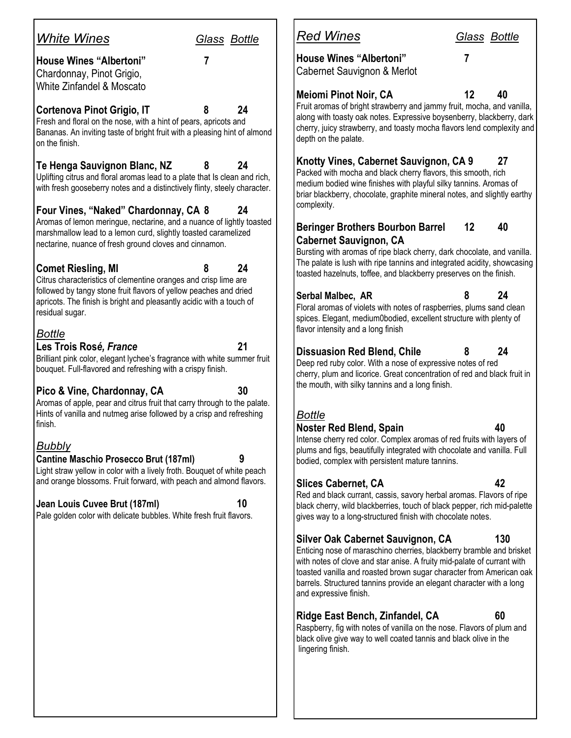## *White Wines* — *Glass* *Bottle*

**House Wines "Albertoni"** — **7**
Chardonnay, Pinot Grigio, White Zinfandel & Moscato

**Cortenova Pinot Grigio, IT** — **8** — **24**
Fresh and floral on the nose, with a hint of pears, apricots and Bananas. An inviting taste of bright fruit with a pleasing hint of almond on the finish.

**Te Henga Sauvignon Blanc, NZ** — **8** — **24**
Uplifting citrus and floral aromas lead to a plate that Is clean and rich, with fresh gooseberry notes and a distinctively flinty, steely character.

**Four Vines, "Naked" Chardonnay, CA** — **8** — **24**
Aromas of lemon meringue, nectarine, and a nuance of lightly toasted marshmallow lead to a lemon curd, slightly toasted caramelized nectarine, nuance of fresh ground cloves and cinnamon.

**Comet Riesling, MI** — **8** — **24**
Citrus characteristics of clementine oranges and crisp lime are followed by tangy stone fruit flavors of yellow peaches and dried apricots. The finish is bright and pleasantly acidic with a touch of residual sugar.

### *Bottle*

**Les Trois Rosé*, France*** — **21**
Brilliant pink color, elegant lychee's fragrance with white summer fruit bouquet. Full-flavored and refreshing with a crispy finish.

**Pico & Vine, Chardonnay, CA** — **30**
Aromas of apple, pear and citrus fruit that carry through to the palate. Hints of vanilla and nutmeg arise followed by a crisp and refreshing finish.

### *Bubbly*

**Cantine Maschio Prosecco Brut (187ml)** — **9**
Light straw yellow in color with a lively froth. Bouquet of white peach and orange blossoms. Fruit forward, with peach and almond flavors.

**Jean Louis Cuvee Brut (187ml)** — **10**
Pale golden color with delicate bubbles. White fresh fruit flavors.

## *Red Wines* — *Glass* *Bottle*

**House Wines "Albertoni"** — **7**
Cabernet Sauvignon & Merlot

**Meiomi Pinot Noir, CA** — **12** — **40**
Fruit aromas of bright strawberry and jammy fruit, mocha, and vanilla, along with toasty oak notes. Expressive boysenberry, blackberry, dark cherry, juicy strawberry, and toasty mocha flavors lend complexity and depth on the palate.

**Knotty Vines, Cabernet Sauvignon, CA** — **9** — **27**
Packed with mocha and black cherry flavors, this smooth, rich medium bodied wine finishes with playful silky tannins. Aromas of briar blackberry, chocolate, graphite mineral notes, and slightly earthy complexity.

**Beringer Brothers Bourbon Barrel Cabernet Sauvignon, CA** — **12** — **40**
Bursting with aromas of ripe black cherry, dark chocolate, and vanilla. The palate is lush with ripe tannins and integrated acidity, showcasing toasted hazelnuts, toffee, and blackberry preserves on the finish.

**Serbal Malbec, AR** — **8** — **24**
Floral aromas of violets with notes of raspberries, plums sand clean spices. Elegant, medium0bodied, excellent structure with plenty of flavor intensity and a long finish

**Dissuasion Red Blend, Chile** — **8** — **24**
Deep red ruby color. With a nose of expressive notes of red cherry, plum and licorice. Great concentration of red and black fruit in the mouth, with silky tannins and a long finish.

### *Bottle*

**Noster Red Blend, Spain** — **40**
Intense cherry red color. Complex aromas of red fruits with layers of plums and figs, beautifully integrated with chocolate and vanilla. Full bodied, complex with persistent mature tannins.

**Slices Cabernet, CA** — **42**
Red and black currant, cassis, savory herbal aromas. Flavors of ripe black cherry, wild blackberries, touch of black pepper, rich mid-palette gives way to a long-structured finish with chocolate notes.

**Silver Oak Cabernet Sauvignon, CA** — **130**
Enticing nose of maraschino cherries, blackberry bramble and brisket with notes of clove and star anise. A fruity mid-palate of currant with toasted vanilla and roasted brown sugar character from American oak barrels. Structured tannins provide an elegant character with a long and expressive finish.

**Ridge East Bench, Zinfandel, CA** — **60**
Raspberry, fig with notes of vanilla on the nose. Flavors of plum and black olive give way to well coated tannis and black olive in the lingering finish.